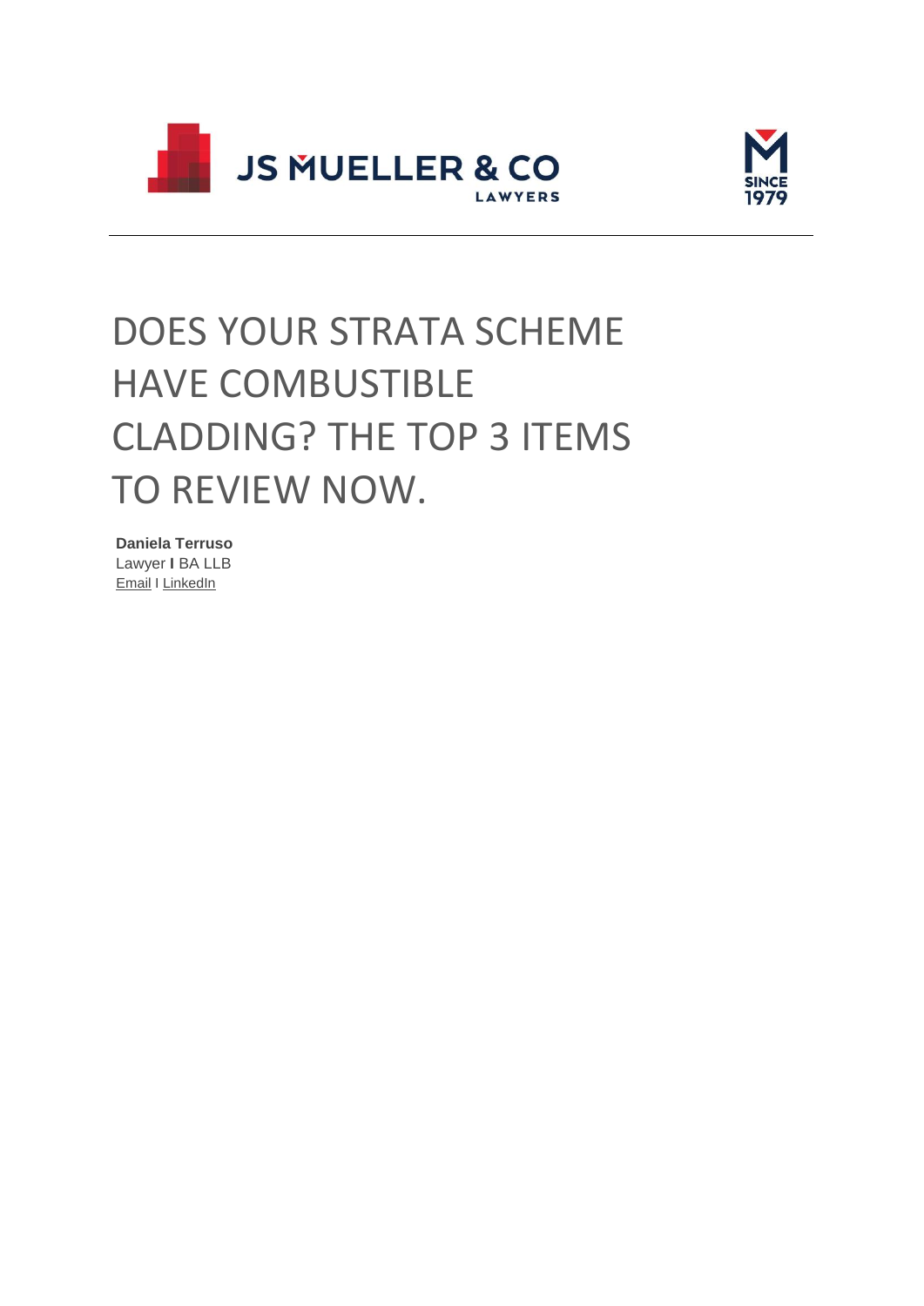JS MUELLER & CO
LAWYERS

SINCE 1979

# DOES YOUR STRATA SCHEME HAVE COMBUSTIBLE CLADDING? THE TOP 3 ITEMS TO REVIEW NOW.

**Daniela Terruso**
Lawyer **I** BA LLB
Email I LinkedIn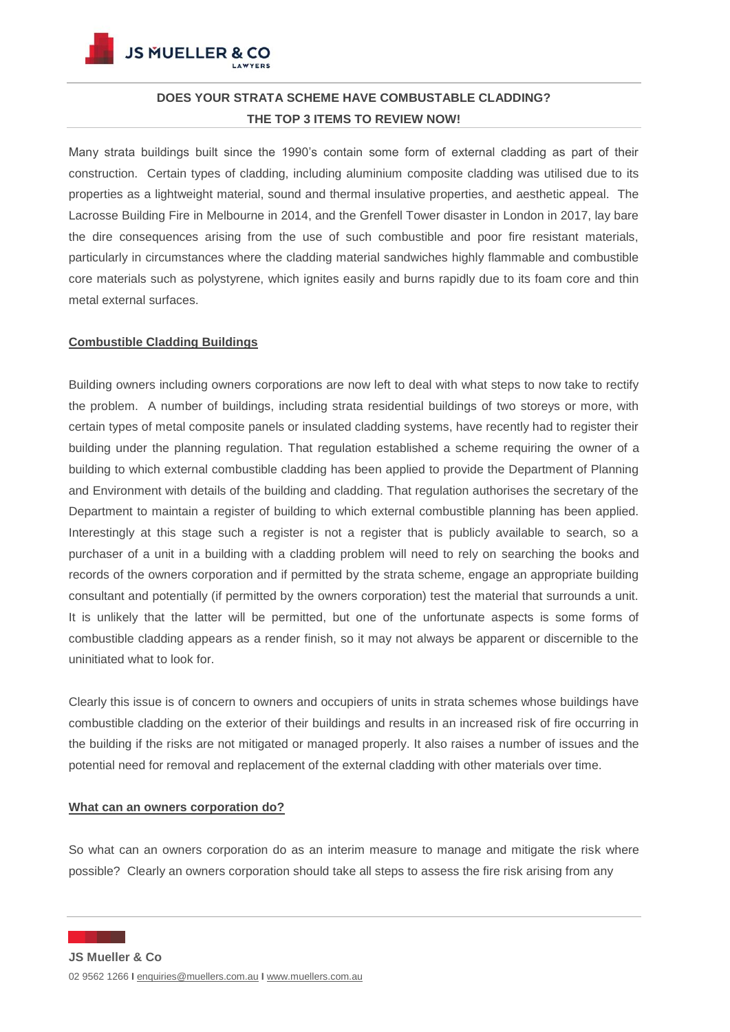**DOES YOUR STRATA SCHEME HAVE COMBUSTABLE CLADDING?**
**THE TOP 3 ITEMS TO REVIEW NOW!**

Many strata buildings built since the 1990's contain some form of external cladding as part of their construction. Certain types of cladding, including aluminium composite cladding was utilised due to its properties as a lightweight material, sound and thermal insulative properties, and aesthetic appeal. The Lacrosse Building Fire in Melbourne in 2014, and the Grenfell Tower disaster in London in 2017, lay bare the dire consequences arising from the use of such combustible and poor fire resistant materials, particularly in circumstances where the cladding material sandwiches highly flammable and combustible core materials such as polystyrene, which ignites easily and burns rapidly due to its foam core and thin metal external surfaces.

## Combustible Cladding Buildings

Building owners including owners corporations are now left to deal with what steps to now take to rectify the problem. A number of buildings, including strata residential buildings of two storeys or more, with certain types of metal composite panels or insulated cladding systems, have recently had to register their building under the planning regulation. That regulation established a scheme requiring the owner of a building to which external combustible cladding has been applied to provide the Department of Planning and Environment with details of the building and cladding. That regulation authorises the secretary of the Department to maintain a register of building to which external combustible planning has been applied. Interestingly at this stage such a register is not a register that is publicly available to search, so a purchaser of a unit in a building with a cladding problem will need to rely on searching the books and records of the owners corporation and if permitted by the strata scheme, engage an appropriate building consultant and potentially (if permitted by the owners corporation) test the material that surrounds a unit. It is unlikely that the latter will be permitted, but one of the unfortunate aspects is some forms of combustible cladding appears as a render finish, so it may not always be apparent or discernible to the uninitiated what to look for.

Clearly this issue is of concern to owners and occupiers of units in strata schemes whose buildings have combustible cladding on the exterior of their buildings and results in an increased risk of fire occurring in the building if the risks are not mitigated or managed properly. It also raises a number of issues and the potential need for removal and replacement of the external cladding with other materials over time.

## What can an owners corporation do?

So what can an owners corporation do as an interim measure to manage and mitigate the risk where possible? Clearly an owners corporation should take all steps to assess the fire risk arising from any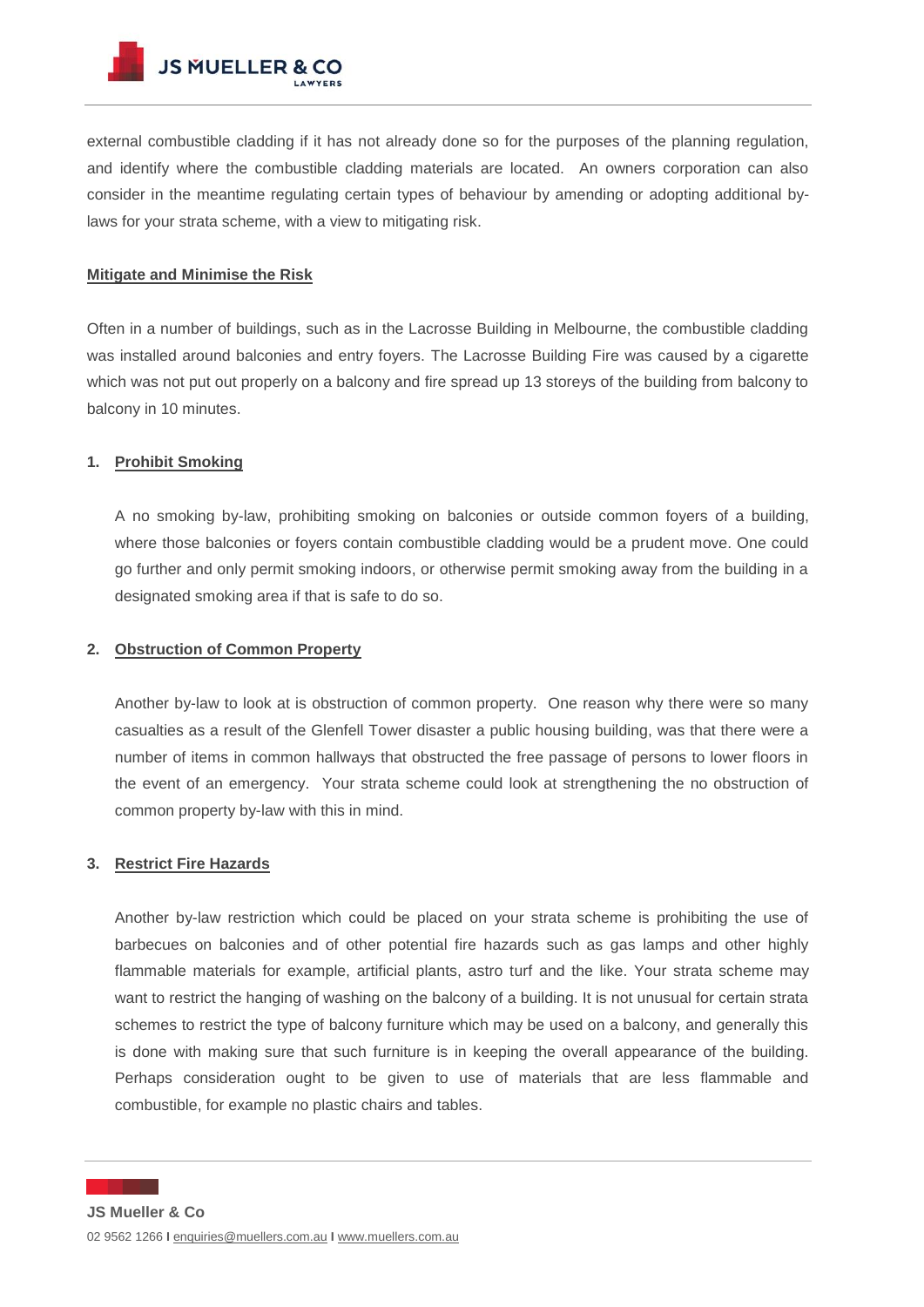external combustible cladding if it has not already done so for the purposes of the planning regulation, and identify where the combustible cladding materials are located. An owners corporation can also consider in the meantime regulating certain types of behaviour by amending or adopting additional by-laws for your strata scheme, with a view to mitigating risk.

**Mitigate and Minimise the Risk**

Often in a number of buildings, such as in the Lacrosse Building in Melbourne, the combustible cladding was installed around balconies and entry foyers. The Lacrosse Building Fire was caused by a cigarette which was not put out properly on a balcony and fire spread up 13 storeys of the building from balcony to balcony in 10 minutes.

1. **Prohibit Smoking**

   A no smoking by-law, prohibiting smoking on balconies or outside common foyers of a building, where those balconies or foyers contain combustible cladding would be a prudent move. One could go further and only permit smoking indoors, or otherwise permit smoking away from the building in a designated smoking area if that is safe to do so.

2. **Obstruction of Common Property**

   Another by-law to look at is obstruction of common property. One reason why there were so many casualties as a result of the Glenfell Tower disaster a public housing building, was that there were a number of items in common hallways that obstructed the free passage of persons to lower floors in the event of an emergency. Your strata scheme could look at strengthening the no obstruction of common property by-law with this in mind.

3. **Restrict Fire Hazards**

   Another by-law restriction which could be placed on your strata scheme is prohibiting the use of barbecues on balconies and of other potential fire hazards such as gas lamps and other highly flammable materials for example, artificial plants, astro turf and the like. Your strata scheme may want to restrict the hanging of washing on the balcony of a building. It is not unusual for certain strata schemes to restrict the type of balcony furniture which may be used on a balcony, and generally this is done with making sure that such furniture is in keeping the overall appearance of the building. Perhaps consideration ought to be given to use of materials that are less flammable and combustible, for example no plastic chairs and tables.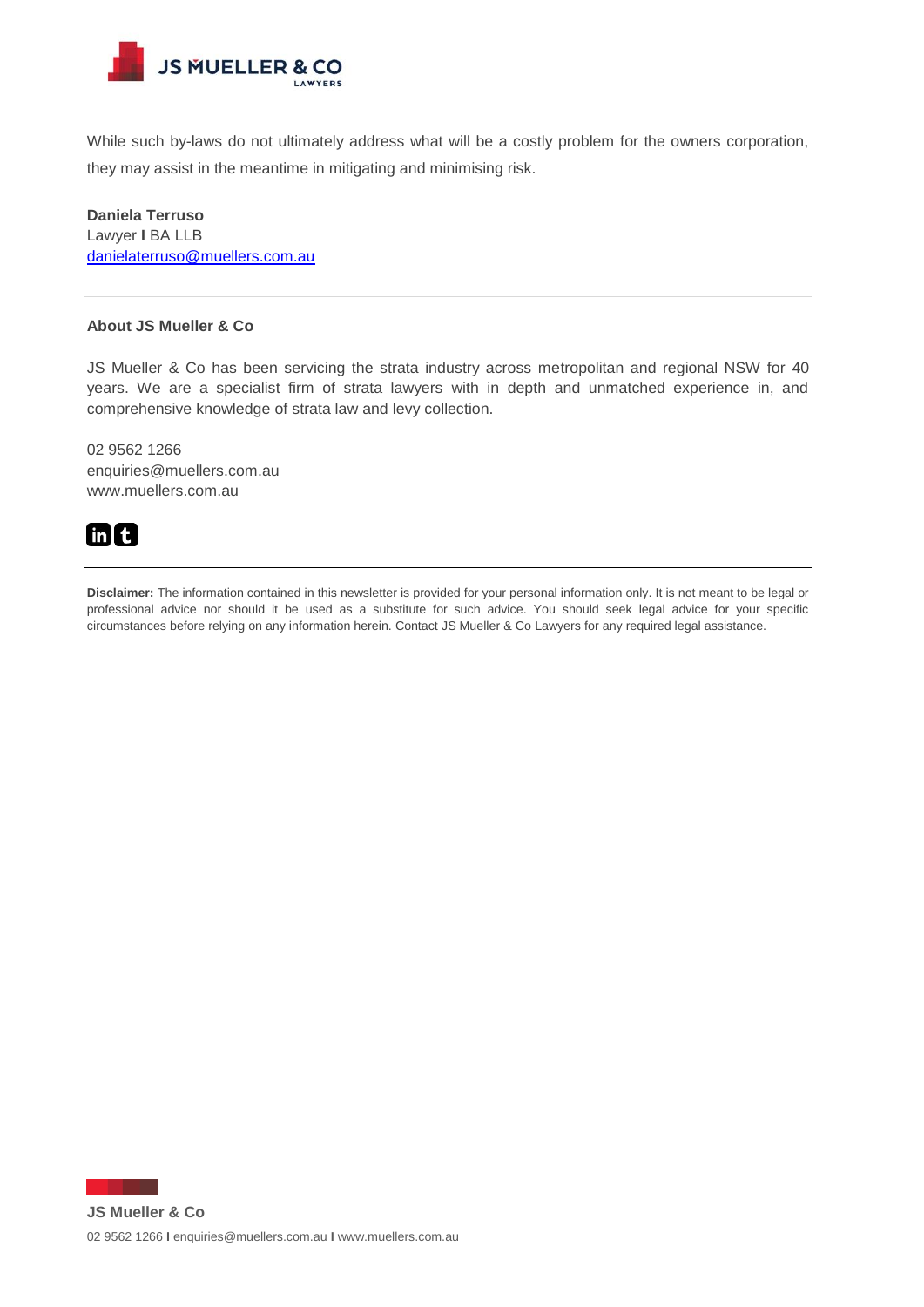While such by-laws do not ultimately address what will be a costly problem for the owners corporation, they may assist in the meantime in mitigating and minimising risk.

**Daniela Terruso**
Lawyer I BA LLB
danielaterruso@muellers.com.au

---

**About JS Mueller & Co**

JS Mueller & Co has been servicing the strata industry across metropolitan and regional NSW for 40 years. We are a specialist firm of strata lawyers with in depth and unmatched experience in, and comprehensive knowledge of strata law and levy collection.

02 9562 1266
enquiries@muellers.com.au
www.muellers.com.au

---

**Disclaimer:** The information contained in this newsletter is provided for your personal information only. It is not meant to be legal or professional advice nor should it be used as a substitute for such advice. You should seek legal advice for your specific circumstances before relying on any information herein. Contact JS Mueller & Co Lawyers for any required legal assistance.